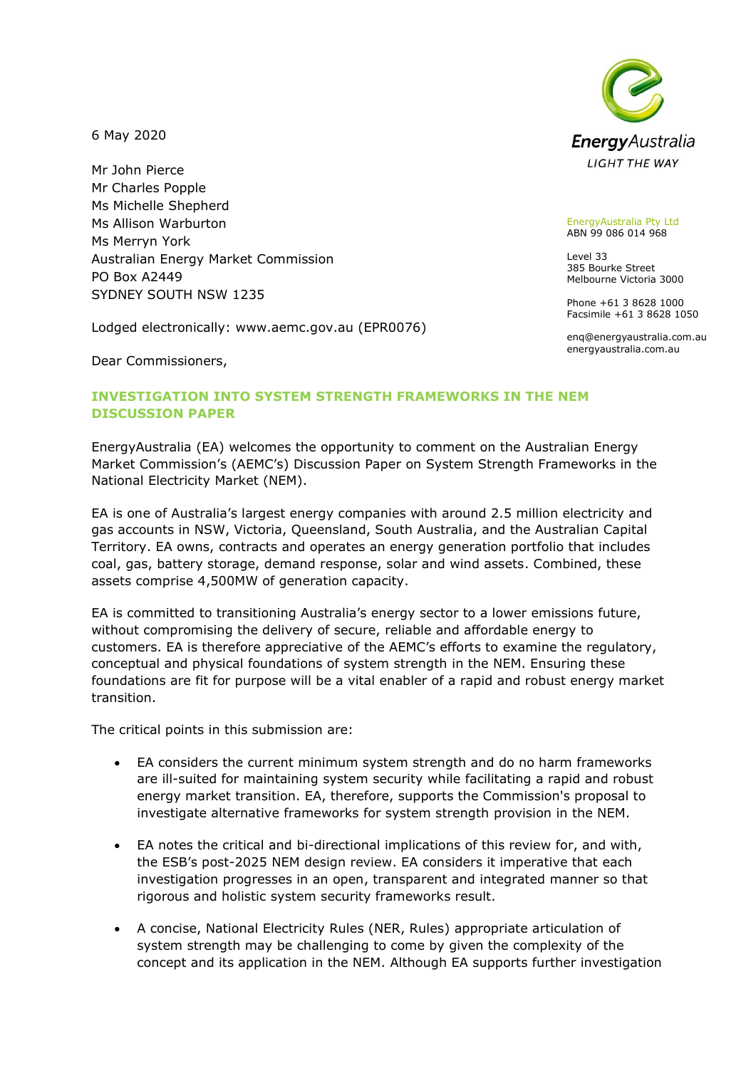6 May 2020

Mr John Pierce
Mr Charles Popple
Ms Michelle Shepherd
Ms Allison Warburton
Ms Merryn York
Australian Energy Market Commission
PO Box A2449
SYDNEY SOUTH NSW 1235

EnergyAustralia
LIGHT THE WAY

EnergyAustralia Pty Ltd
ABN 99 086 014 968

Level 33
385 Bourke Street
Melbourne Victoria 3000

Phone +61 3 8628 1000
Facsimile +61 3 8628 1050

enq@energyaustralia.com.au
energyaustralia.com.au

Lodged electronically: www.aemc.gov.au (EPR0076)

Dear Commissioners,

## INVESTIGATION INTO SYSTEM STRENGTH FRAMEWORKS IN THE NEM DISCUSSION PAPER

EnergyAustralia (EA) welcomes the opportunity to comment on the Australian Energy Market Commission's (AEMC's) Discussion Paper on System Strength Frameworks in the National Electricity Market (NEM).

EA is one of Australia's largest energy companies with around 2.5 million electricity and gas accounts in NSW, Victoria, Queensland, South Australia, and the Australian Capital Territory. EA owns, contracts and operates an energy generation portfolio that includes coal, gas, battery storage, demand response, solar and wind assets. Combined, these assets comprise 4,500MW of generation capacity.

EA is committed to transitioning Australia's energy sector to a lower emissions future, without compromising the delivery of secure, reliable and affordable energy to customers. EA is therefore appreciative of the AEMC's efforts to examine the regulatory, conceptual and physical foundations of system strength in the NEM. Ensuring these foundations are fit for purpose will be a vital enabler of a rapid and robust energy market transition.

The critical points in this submission are:

- EA considers the current minimum system strength and do no harm frameworks are ill-suited for maintaining system security while facilitating a rapid and robust energy market transition. EA, therefore, supports the Commission's proposal to investigate alternative frameworks for system strength provision in the NEM.

- EA notes the critical and bi-directional implications of this review for, and with, the ESB's post-2025 NEM design review. EA considers it imperative that each investigation progresses in an open, transparent and integrated manner so that rigorous and holistic system security frameworks result.

- A concise, National Electricity Rules (NER, Rules) appropriate articulation of system strength may be challenging to come by given the complexity of the concept and its application in the NEM. Although EA supports further investigation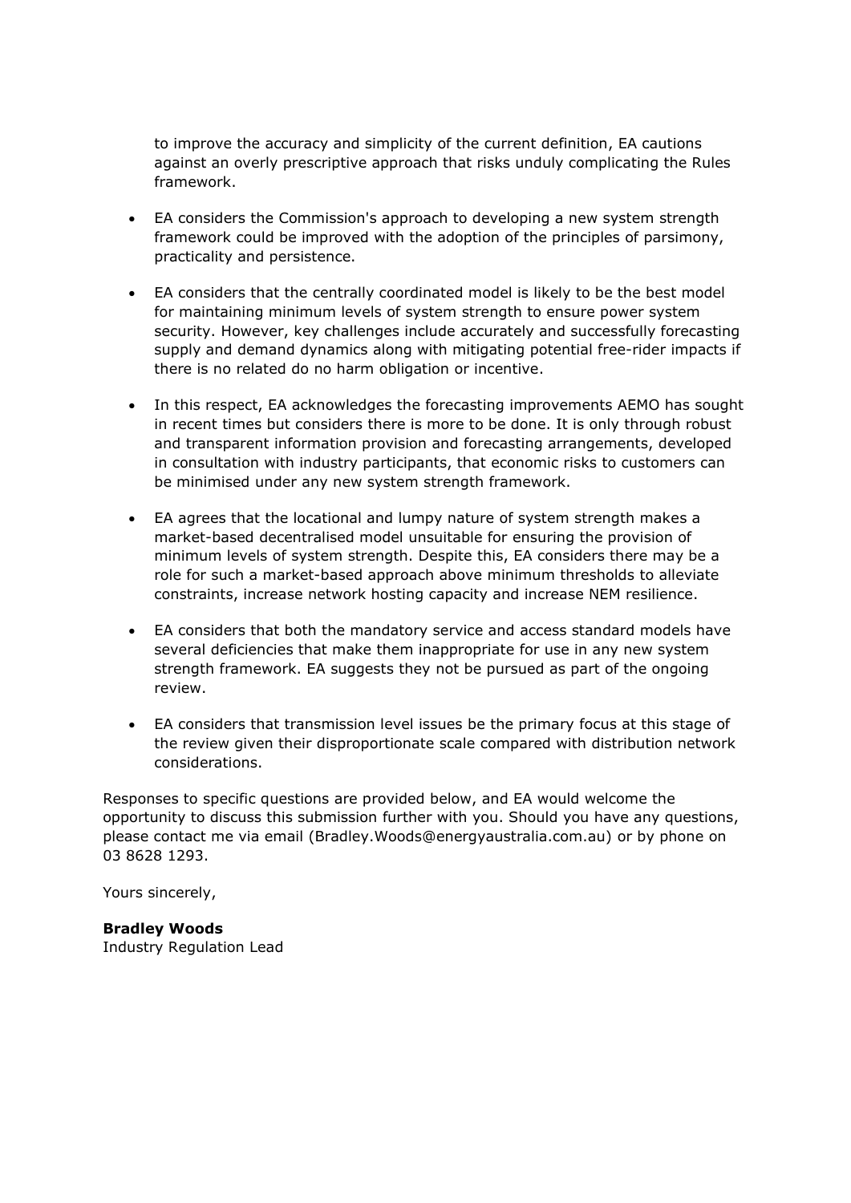to improve the accuracy and simplicity of the current definition, EA cautions against an overly prescriptive approach that risks unduly complicating the Rules framework.

- EA considers the Commission's approach to developing a new system strength framework could be improved with the adoption of the principles of parsimony, practicality and persistence.
- EA considers that the centrally coordinated model is likely to be the best model for maintaining minimum levels of system strength to ensure power system security. However, key challenges include accurately and successfully forecasting supply and demand dynamics along with mitigating potential free-rider impacts if there is no related do no harm obligation or incentive.
- In this respect, EA acknowledges the forecasting improvements AEMO has sought in recent times but considers there is more to be done. It is only through robust and transparent information provision and forecasting arrangements, developed in consultation with industry participants, that economic risks to customers can be minimised under any new system strength framework.
- EA agrees that the locational and lumpy nature of system strength makes a market-based decentralised model unsuitable for ensuring the provision of minimum levels of system strength. Despite this, EA considers there may be a role for such a market-based approach above minimum thresholds to alleviate constraints, increase network hosting capacity and increase NEM resilience.
- EA considers that both the mandatory service and access standard models have several deficiencies that make them inappropriate for use in any new system strength framework. EA suggests they not be pursued as part of the ongoing review.
- EA considers that transmission level issues be the primary focus at this stage of the review given their disproportionate scale compared with distribution network considerations.

Responses to specific questions are provided below, and EA would welcome the opportunity to discuss this submission further with you. Should you have any questions, please contact me via email (Bradley.Woods@energyaustralia.com.au) or by phone on 03 8628 1293.

Yours sincerely,

**Bradley Woods**
Industry Regulation Lead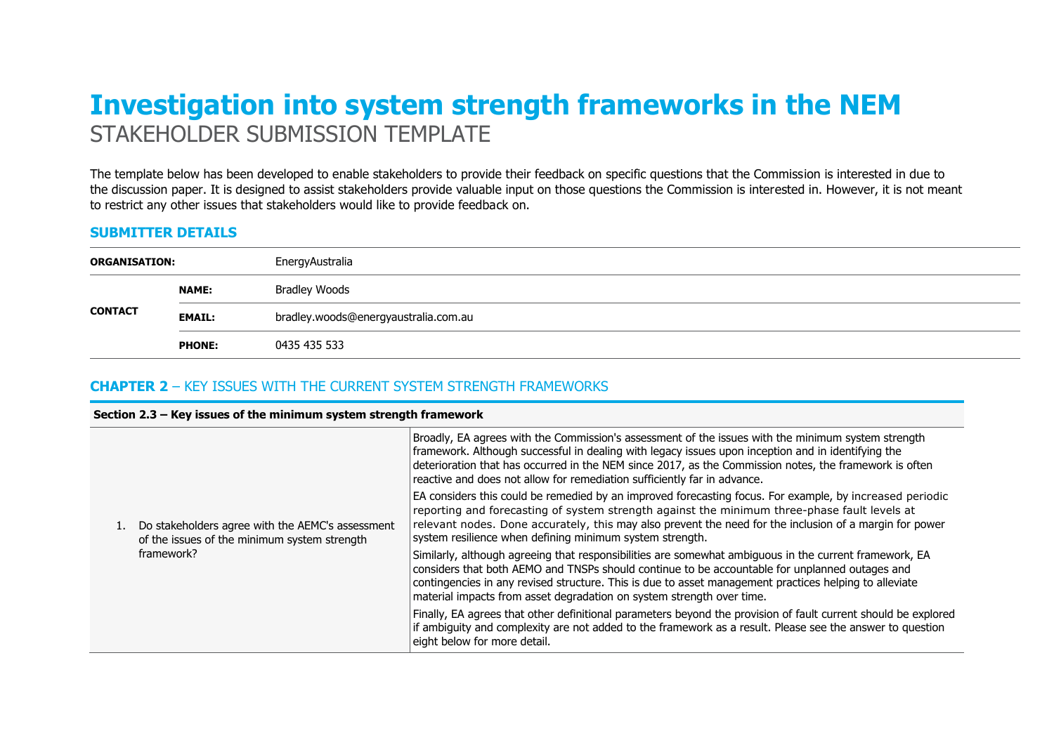# Investigation into system strength frameworks in the NEM

STAKEHOLDER SUBMISSION TEMPLATE

The template below has been developed to enable stakeholders to provide their feedback on specific questions that the Commission is interested in due to the discussion paper. It is designed to assist stakeholders provide valuable input on those questions the Commission is interested in. However, it is not meant to restrict any other issues that stakeholders would like to provide feedback on.

## SUBMITTER DETAILS

| | | |
|---|---|---|
| **ORGANISATION:** | | EnergyAustralia |
| **CONTACT** | **NAME:** | Bradley Woods |
| | **EMAIL:** | bradley.woods@energyaustralia.com.au |
| | **PHONE:** | 0435 435 533 |

## CHAPTER 2 – KEY ISSUES WITH THE CURRENT SYSTEM STRENGTH FRAMEWORKS

| Section 2.3 – Key issues of the minimum system strength framework | |
|---|---|
| 1. Do stakeholders agree with the AEMC's assessment of the issues of the minimum system strength framework? | Broadly, EA agrees with the Commission's assessment of the issues with the minimum system strength framework. Although successful in dealing with legacy issues upon inception and in identifying the deterioration that has occurred in the NEM since 2017, as the Commission notes, the framework is often reactive and does not allow for remediation sufficiently far in advance.<br><br>EA considers this could be remedied by an improved forecasting focus. For example, by increased periodic reporting and forecasting of system strength against the minimum three-phase fault levels at relevant nodes. Done accurately, this may also prevent the need for the inclusion of a margin for power system resilience when defining minimum system strength.<br><br>Similarly, although agreeing that responsibilities are somewhat ambiguous in the current framework, EA considers that both AEMO and TNSPs should continue to be accountable for unplanned outages and contingencies in any revised structure. This is due to asset management practices helping to alleviate material impacts from asset degradation on system strength over time.<br><br>Finally, EA agrees that other definitional parameters beyond the provision of fault current should be explored if ambiguity and complexity are not added to the framework as a result. Please see the answer to question eight below for more detail. |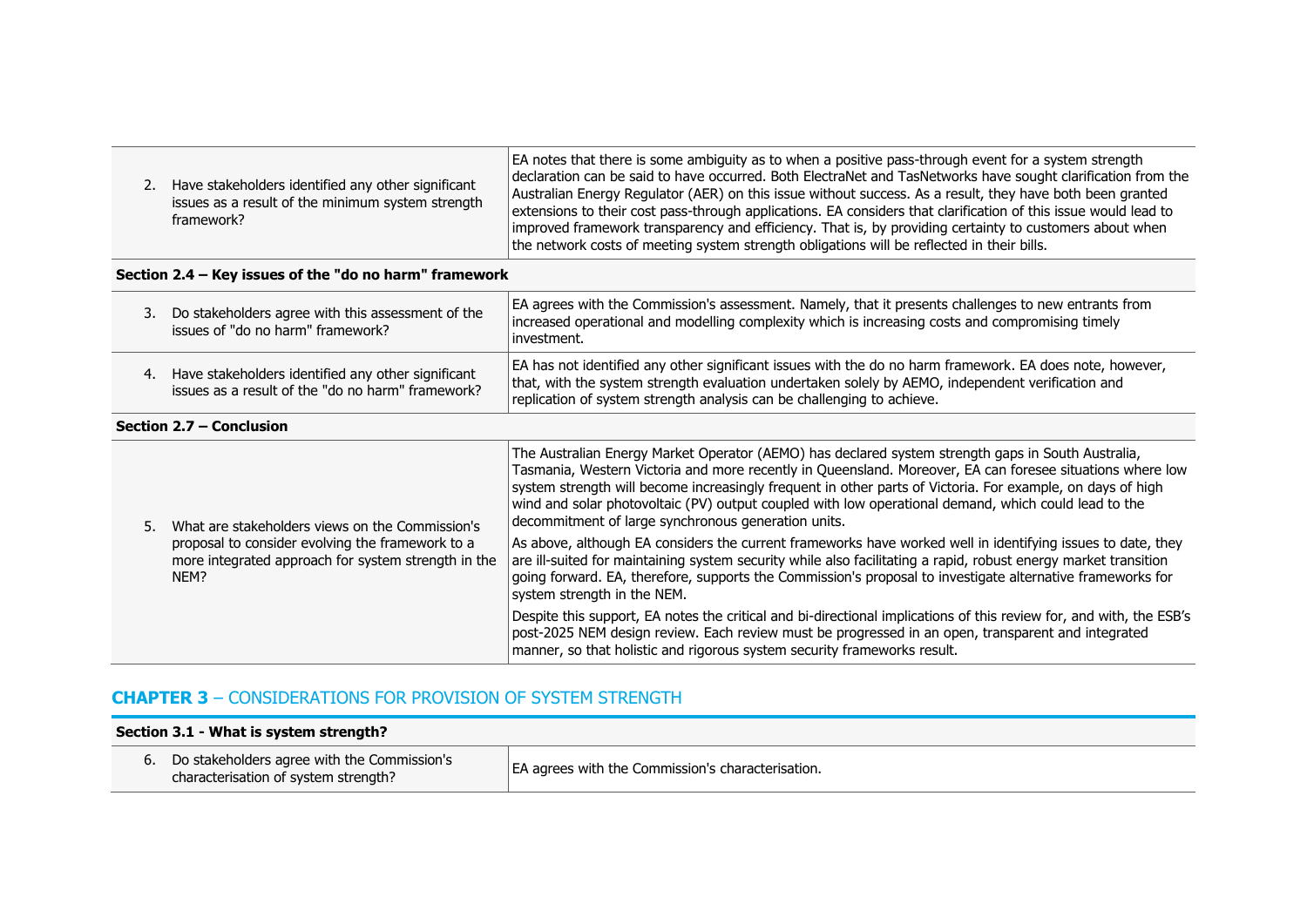| | |
|---|---|
| 2. Have stakeholders identified any other significant issues as a result of the minimum system strength framework? | EA notes that there is some ambiguity as to when a positive pass-through event for a system strength declaration can be said to have occurred. Both ElectraNet and TasNetworks have sought clarification from the Australian Energy Regulator (AER) on this issue without success. As a result, they have both been granted extensions to their cost pass-through applications. EA considers that clarification of this issue would lead to improved framework transparency and efficiency. That is, by providing certainty to customers about when the network costs of meeting system strength obligations will be reflected in their bills. |
| **Section 2.4 – Key issues of the "do no harm" framework** | |
| 3. Do stakeholders agree with this assessment of the issues of "do no harm" framework? | EA agrees with the Commission's assessment. Namely, that it presents challenges to new entrants from increased operational and modelling complexity which is increasing costs and compromising timely investment. |
| 4. Have stakeholders identified any other significant issues as a result of the "do no harm" framework? | EA has not identified any other significant issues with the do no harm framework. EA does note, however, that, with the system strength evaluation undertaken solely by AEMO, independent verification and replication of system strength analysis can be challenging to achieve. |
| **Section 2.7 – Conclusion** | |
| 5. What are stakeholders views on the Commission's proposal to consider evolving the framework to a more integrated approach for system strength in the NEM? | The Australian Energy Market Operator (AEMO) has declared system strength gaps in South Australia, Tasmania, Western Victoria and more recently in Queensland. Moreover, EA can foresee situations where low system strength will become increasingly frequent in other parts of Victoria. For example, on days of high wind and solar photovoltaic (PV) output coupled with low operational demand, which could lead to the decommitment of large synchronous generation units.<br><br>As above, although EA considers the current frameworks have worked well in identifying issues to date, they are ill-suited for maintaining system security while also facilitating a rapid, robust energy market transition going forward. EA, therefore, supports the Commission's proposal to investigate alternative frameworks for system strength in the NEM.<br><br>Despite this support, EA notes the critical and bi-directional implications of this review for, and with, the ESB's post-2025 NEM design review. Each review must be progressed in an open, transparent and integrated manner, so that holistic and rigorous system security frameworks result. |

## CHAPTER 3 – CONSIDERATIONS FOR PROVISION OF SYSTEM STRENGTH

| | |
|---|---|
| **Section 3.1 - What is system strength?** | |
| 6. Do stakeholders agree with the Commission's characterisation of system strength? | EA agrees with the Commission's characterisation. |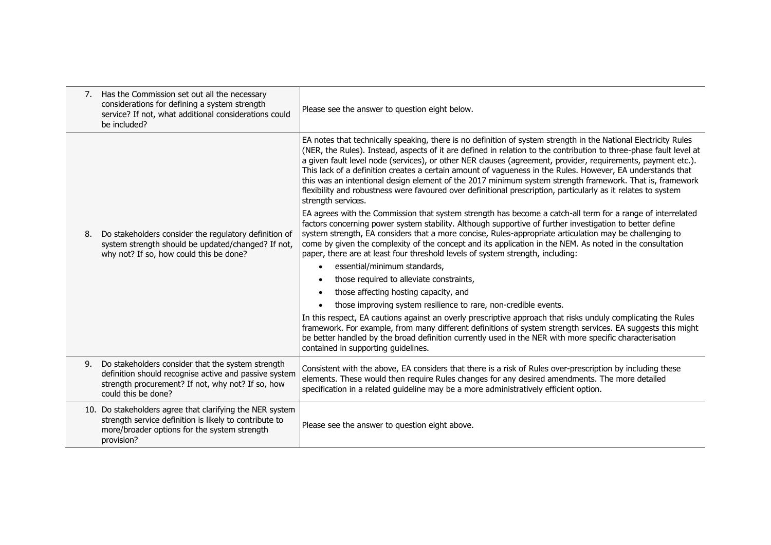| | |
|---|---|
| 7. Has the Commission set out all the necessary considerations for defining a system strength service? If not, what additional considerations could be included? | Please see the answer to question eight below. |
| 8. Do stakeholders consider the regulatory definition of system strength should be updated/changed? If not, why not? If so, how could this be done? | EA notes that technically speaking, there is no definition of system strength in the National Electricity Rules (NER, the Rules). Instead, aspects of it are defined in relation to the contribution to three-phase fault level at a given fault level node (services), or other NER clauses (agreement, provider, requirements, payment etc.). This lack of a definition creates a certain amount of vagueness in the Rules. However, EA understands that this was an intentional design element of the 2017 minimum system strength framework. That is, framework flexibility and robustness were favoured over definitional prescription, particularly as it relates to system strength services.<br><br>EA agrees with the Commission that system strength has become a catch-all term for a range of interrelated factors concerning power system stability. Although supportive of further investigation to better define system strength, EA considers that a more concise, Rules-appropriate articulation may be challenging to come by given the complexity of the concept and its application in the NEM. As noted in the consultation paper, there are at least four threshold levels of system strength, including:<br>• essential/minimum standards,<br>• those required to alleviate constraints,<br>• those affecting hosting capacity, and<br>• those improving system resilience to rare, non-credible events.<br><br>In this respect, EA cautions against an overly prescriptive approach that risks unduly complicating the Rules framework. For example, from many different definitions of system strength services. EA suggests this might be better handled by the broad definition currently used in the NER with more specific characterisation contained in supporting guidelines. |
| 9. Do stakeholders consider that the system strength definition should recognise active and passive system strength procurement? If not, why not? If so, how could this be done? | Consistent with the above, EA considers that there is a risk of Rules over-prescription by including these elements. These would then require Rules changes for any desired amendments. The more detailed specification in a related guideline may be a more administratively efficient option. |
| 10. Do stakeholders agree that clarifying the NER system strength service definition is likely to contribute to more/broader options for the system strength provision? | Please see the answer to question eight above. |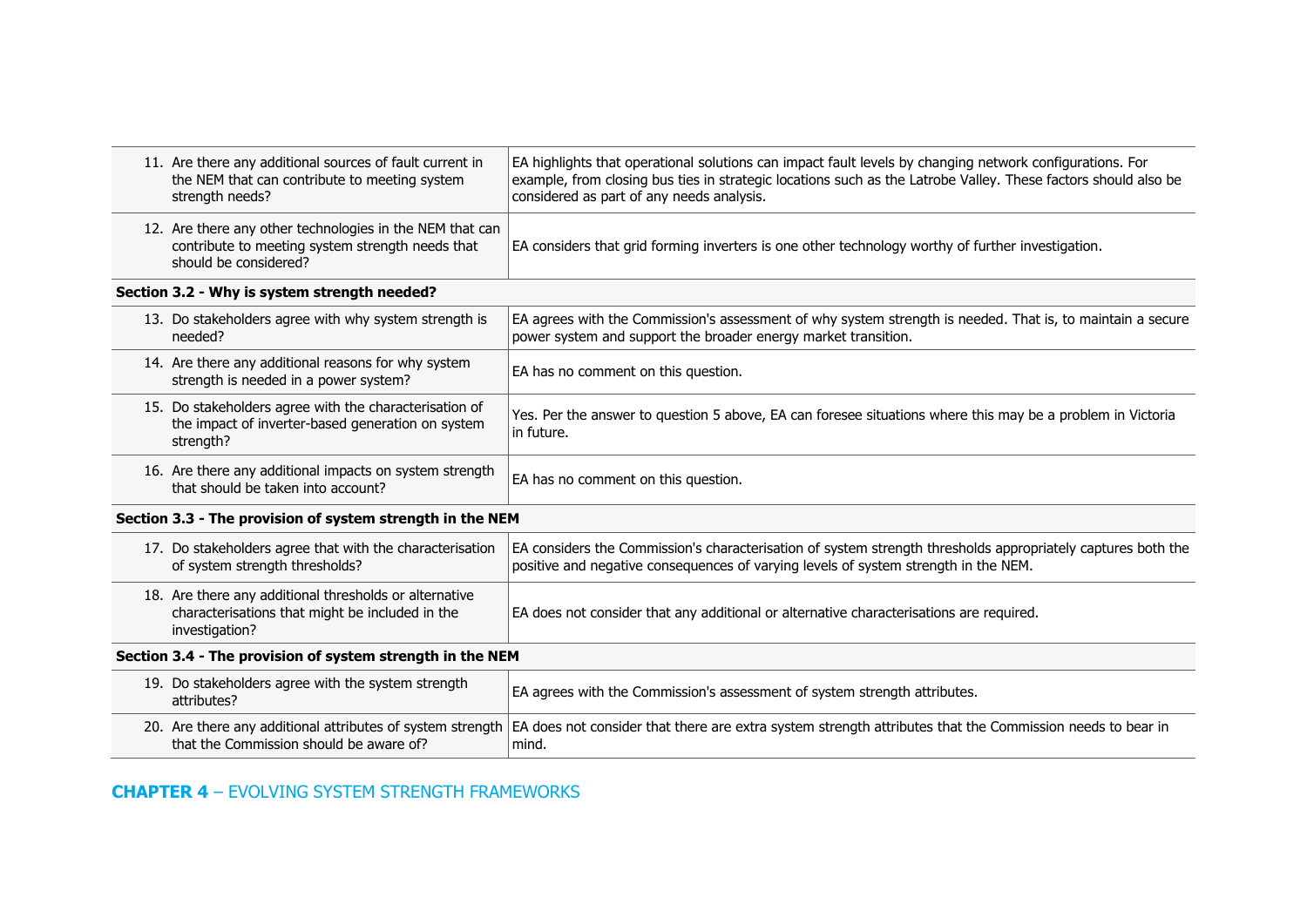| | |
|---|---|
| 11. Are there any additional sources of fault current in the NEM that can contribute to meeting system strength needs? | EA highlights that operational solutions can impact fault levels by changing network configurations. For example, from closing bus ties in strategic locations such as the Latrobe Valley. These factors should also be considered as part of any needs analysis. |
| 12. Are there any other technologies in the NEM that can contribute to meeting system strength needs that should be considered? | EA considers that grid forming inverters is one other technology worthy of further investigation. |
| **Section 3.2 - Why is system strength needed?** | |
| 13. Do stakeholders agree with why system strength is needed? | EA agrees with the Commission's assessment of why system strength is needed. That is, to maintain a secure power system and support the broader energy market transition. |
| 14. Are there any additional reasons for why system strength is needed in a power system? | EA has no comment on this question. |
| 15. Do stakeholders agree with the characterisation of the impact of inverter-based generation on system strength? | Yes. Per the answer to question 5 above, EA can foresee situations where this may be a problem in Victoria in future. |
| 16. Are there any additional impacts on system strength that should be taken into account? | EA has no comment on this question. |
| **Section 3.3 - The provision of system strength in the NEM** | |
| 17. Do stakeholders agree that with the characterisation of system strength thresholds? | EA considers the Commission's characterisation of system strength thresholds appropriately captures both the positive and negative consequences of varying levels of system strength in the NEM. |
| 18. Are there any additional thresholds or alternative characterisations that might be included in the investigation? | EA does not consider that any additional or alternative characterisations are required. |
| **Section 3.4 - The provision of system strength in the NEM** | |
| 19. Do stakeholders agree with the system strength attributes? | EA agrees with the Commission's assessment of system strength attributes. |
| 20. Are there any additional attributes of system strength that the Commission should be aware of? | EA does not consider that there are extra system strength attributes that the Commission needs to bear in mind. |

## **CHAPTER 4** – EVOLVING SYSTEM STRENGTH FRAMEWORKS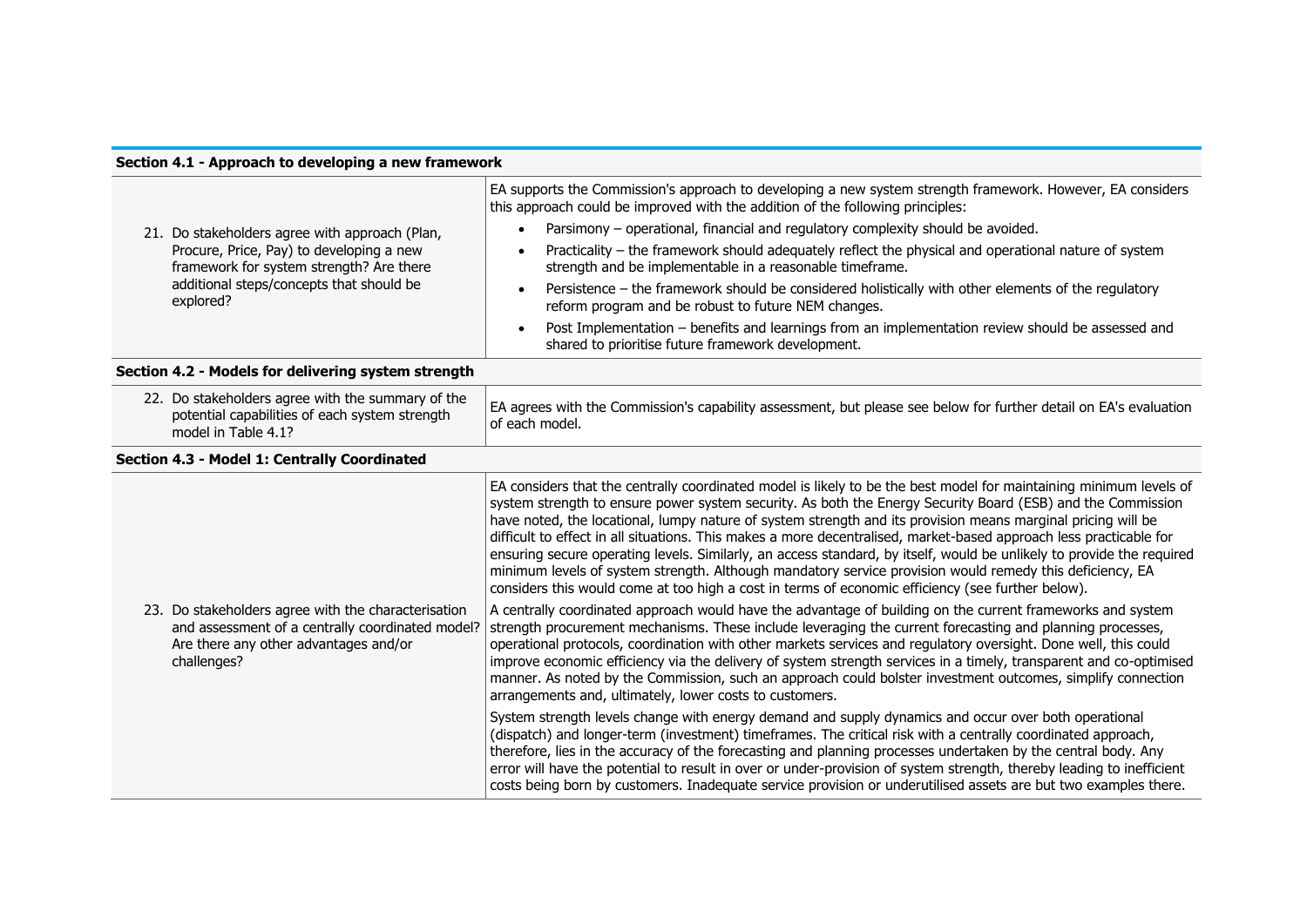| Section 4.1 - Approach to developing a new framework | |
|---|---|
| 21. Do stakeholders agree with approach (Plan, Procure, Price, Pay) to developing a new framework for system strength? Are there additional steps/concepts that should be explored? | EA supports the Commission's approach to developing a new system strength framework. However, EA considers this approach could be improved with the addition of the following principles:<br>• Parsimony – operational, financial and regulatory complexity should be avoided.<br>• Practicality – the framework should adequately reflect the physical and operational nature of system strength and be implementable in a reasonable timeframe.<br>• Persistence – the framework should be considered holistically with other elements of the regulatory reform program and be robust to future NEM changes.<br>• Post Implementation – benefits and learnings from an implementation review should be assessed and shared to prioritise future framework development. |
| **Section 4.2 - Models for delivering system strength** | |
| 22. Do stakeholders agree with the summary of the potential capabilities of each system strength model in Table 4.1? | EA agrees with the Commission's capability assessment, but please see below for further detail on EA's evaluation of each model. |
| **Section 4.3 - Model 1: Centrally Coordinated** | |
| 23. Do stakeholders agree with the characterisation and assessment of a centrally coordinated model? Are there any other advantages and/or challenges? | EA considers that the centrally coordinated model is likely to be the best model for maintaining minimum levels of system strength to ensure power system security. As both the Energy Security Board (ESB) and the Commission have noted, the locational, lumpy nature of system strength and its provision means marginal pricing will be difficult to effect in all situations. This makes a more decentralised, market-based approach less practicable for ensuring secure operating levels. Similarly, an access standard, by itself, would be unlikely to provide the required minimum levels of system strength. Although mandatory service provision would remedy this deficiency, EA considers this would come at too high a cost in terms of economic efficiency (see further below).<br><br>A centrally coordinated approach would have the advantage of building on the current frameworks and system strength procurement mechanisms. These include leveraging the current forecasting and planning processes, operational protocols, coordination with other markets services and regulatory oversight. Done well, this could improve economic efficiency via the delivery of system strength services in a timely, transparent and co-optimised manner. As noted by the Commission, such an approach could bolster investment outcomes, simplify connection arrangements and, ultimately, lower costs to customers.<br><br>System strength levels change with energy demand and supply dynamics and occur over both operational (dispatch) and longer-term (investment) timeframes. The critical risk with a centrally coordinated approach, therefore, lies in the accuracy of the forecasting and planning processes undertaken by the central body. Any error will have the potential to result in over or under-provision of system strength, thereby leading to inefficient costs being born by customers. Inadequate service provision or underutilised assets are but two examples there. |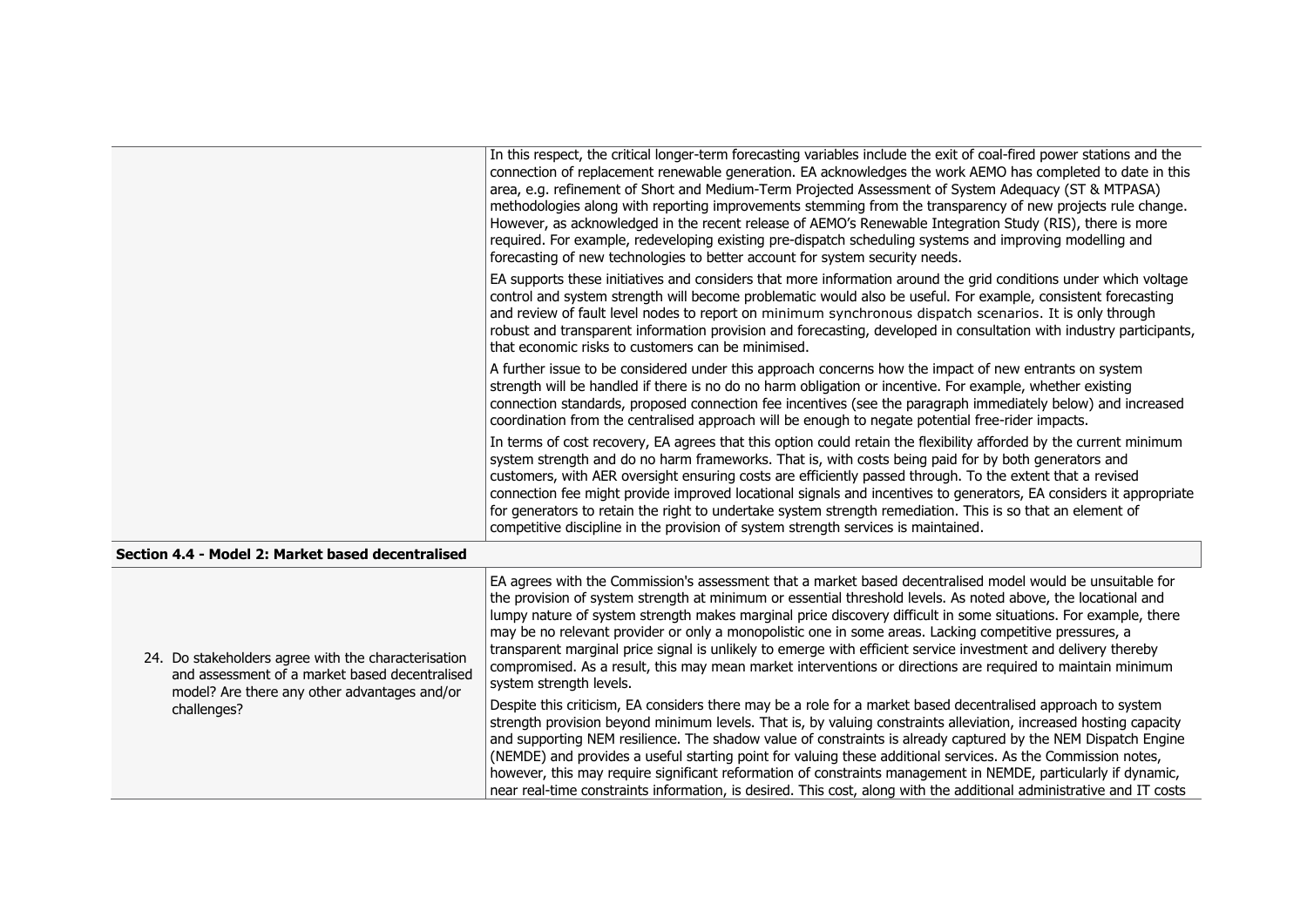| | |
|---|---|
| | In this respect, the critical longer-term forecasting variables include the exit of coal-fired power stations and the connection of replacement renewable generation. EA acknowledges the work AEMO has completed to date in this area, e.g. refinement of Short and Medium-Term Projected Assessment of System Adequacy (ST & MTPASA) methodologies along with reporting improvements stemming from the transparency of new projects rule change. However, as acknowledged in the recent release of AEMO's Renewable Integration Study (RIS), there is more required. For example, redeveloping existing pre-dispatch scheduling systems and improving modelling and forecasting of new technologies to better account for system security needs.<br><br>EA supports these initiatives and considers that more information around the grid conditions under which voltage control and system strength will become problematic would also be useful. For example, consistent forecasting and review of fault level nodes to report on minimum synchronous dispatch scenarios. It is only through robust and transparent information provision and forecasting, developed in consultation with industry participants, that economic risks to customers can be minimised.<br><br>A further issue to be considered under this approach concerns how the impact of new entrants on system strength will be handled if there is no do no harm obligation or incentive. For example, whether existing connection standards, proposed connection fee incentives (see the paragraph immediately below) and increased coordination from the centralised approach will be enough to negate potential free-rider impacts.<br><br>In terms of cost recovery, EA agrees that this option could retain the flexibility afforded by the current minimum system strength and do no harm frameworks. That is, with costs being paid for by both generators and customers, with AER oversight ensuring costs are efficiently passed through. To the extent that a revised connection fee might provide improved locational signals and incentives to generators, EA considers it appropriate for generators to retain the right to undertake system strength remediation. This is so that an element of competitive discipline in the provision of system strength services is maintained. |
| **Section 4.4 - Model 2: Market based decentralised** | |
| 24. Do stakeholders agree with the characterisation and assessment of a market based decentralised model? Are there any other advantages and/or challenges? | EA agrees with the Commission's assessment that a market based decentralised model would be unsuitable for the provision of system strength at minimum or essential threshold levels. As noted above, the locational and lumpy nature of system strength makes marginal price discovery difficult in some situations. For example, there may be no relevant provider or only a monopolistic one in some areas. Lacking competitive pressures, a transparent marginal price signal is unlikely to emerge with efficient service investment and delivery thereby compromised. As a result, this may mean market interventions or directions are required to maintain minimum system strength levels.<br><br>Despite this criticism, EA considers there may be a role for a market based decentralised approach to system strength provision beyond minimum levels. That is, by valuing constraints alleviation, increased hosting capacity and supporting NEM resilience. The shadow value of constraints is already captured by the NEM Dispatch Engine (NEMDE) and provides a useful starting point for valuing these additional services. As the Commission notes, however, this may require significant reformation of constraints management in NEMDE, particularly if dynamic, near real-time constraints information, is desired. This cost, along with the additional administrative and IT costs |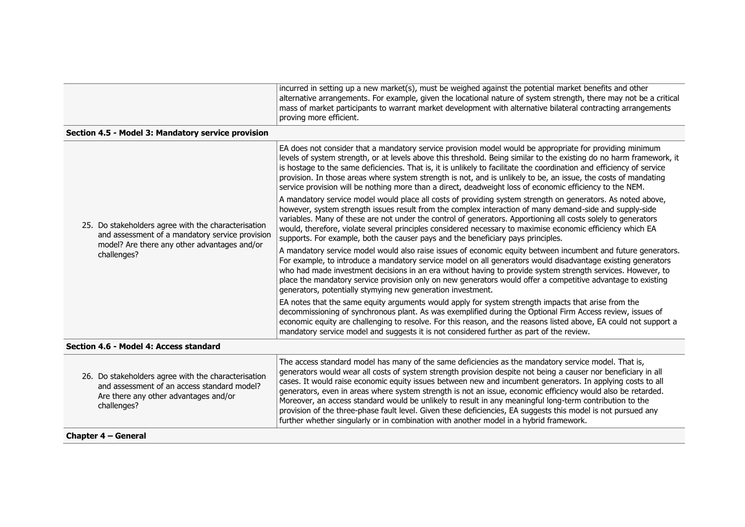| | |
|---|---|
| | incurred in setting up a new market(s), must be weighed against the potential market benefits and other alternative arrangements. For example, given the locational nature of system strength, there may not be a critical mass of market participants to warrant market development with alternative bilateral contracting arrangements proving more efficient. |
| **Section 4.5 - Model 3: Mandatory service provision** | |
| 25. Do stakeholders agree with the characterisation and assessment of a mandatory service provision model? Are there any other advantages and/or challenges? | EA does not consider that a mandatory service provision model would be appropriate for providing minimum levels of system strength, or at levels above this threshold. Being similar to the existing do no harm framework, it is hostage to the same deficiencies. That is, it is unlikely to facilitate the coordination and efficiency of service provision. In those areas where system strength is not, and is unlikely to be, an issue, the costs of mandating service provision will be nothing more than a direct, deadweight loss of economic efficiency to the NEM.<br><br>A mandatory service model would place all costs of providing system strength on generators. As noted above, however, system strength issues result from the complex interaction of many demand-side and supply-side variables. Many of these are not under the control of generators. Apportioning all costs solely to generators would, therefore, violate several principles considered necessary to maximise economic efficiency which EA supports. For example, both the causer pays and the beneficiary pays principles.<br><br>A mandatory service model would also raise issues of economic equity between incumbent and future generators. For example, to introduce a mandatory service model on all generators would disadvantage existing generators who had made investment decisions in an era without having to provide system strength services. However, to place the mandatory service provision only on new generators would offer a competitive advantage to existing generators, potentially stymying new generation investment.<br><br>EA notes that the same equity arguments would apply for system strength impacts that arise from the decommissioning of synchronous plant. As was exemplified during the Optional Firm Access review, issues of economic equity are challenging to resolve. For this reason, and the reasons listed above, EA could not support a mandatory service model and suggests it is not considered further as part of the review. |
| **Section 4.6 - Model 4: Access standard** | |
| 26. Do stakeholders agree with the characterisation and assessment of an access standard model? Are there any other advantages and/or challenges? | The access standard model has many of the same deficiencies as the mandatory service model. That is, generators would wear all costs of system strength provision despite not being a causer nor beneficiary in all cases. It would raise economic equity issues between new and incumbent generators. In applying costs to all generators, even in areas where system strength is not an issue, economic efficiency would also be retarded. Moreover, an access standard would be unlikely to result in any meaningful long-term contribution to the provision of the three-phase fault level. Given these deficiencies, EA suggests this model is not pursued any further whether singularly or in combination with another model in a hybrid framework. |
| **Chapter 4 – General** | |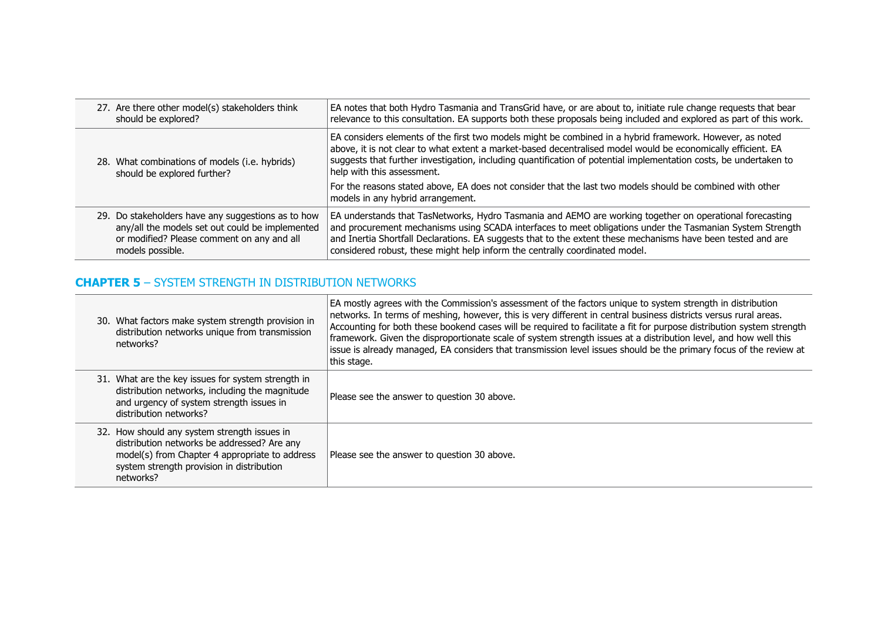| | |
|---|---|
| 27. Are there other model(s) stakeholders think should be explored? | EA notes that both Hydro Tasmania and TransGrid have, or are about to, initiate rule change requests that bear relevance to this consultation. EA supports both these proposals being included and explored as part of this work. |
| 28. What combinations of models (i.e. hybrids) should be explored further? | EA considers elements of the first two models might be combined in a hybrid framework. However, as noted above, it is not clear to what extent a market-based decentralised model would be economically efficient. EA suggests that further investigation, including quantification of potential implementation costs, be undertaken to help with this assessment.<br><br>For the reasons stated above, EA does not consider that the last two models should be combined with other models in any hybrid arrangement. |
| 29. Do stakeholders have any suggestions as to how any/all the models set out could be implemented or modified? Please comment on any and all models possible. | EA understands that TasNetworks, Hydro Tasmania and AEMO are working together on operational forecasting and procurement mechanisms using SCADA interfaces to meet obligations under the Tasmanian System Strength and Inertia Shortfall Declarations. EA suggests that to the extent these mechanisms have been tested and are considered robust, these might help inform the centrally coordinated model. |

## **CHAPTER 5** – SYSTEM STRENGTH IN DISTRIBUTION NETWORKS

| | |
|---|---|
| 30. What factors make system strength provision in distribution networks unique from transmission networks? | EA mostly agrees with the Commission's assessment of the factors unique to system strength in distribution networks. In terms of meshing, however, this is very different in central business districts versus rural areas. Accounting for both these bookend cases will be required to facilitate a fit for purpose distribution system strength framework. Given the disproportionate scale of system strength issues at a distribution level, and how well this issue is already managed, EA considers that transmission level issues should be the primary focus of the review at this stage. |
| 31. What are the key issues for system strength in distribution networks, including the magnitude and urgency of system strength issues in distribution networks? | Please see the answer to question 30 above. |
| 32. How should any system strength issues in distribution networks be addressed? Are any model(s) from Chapter 4 appropriate to address system strength provision in distribution networks? | Please see the answer to question 30 above. |